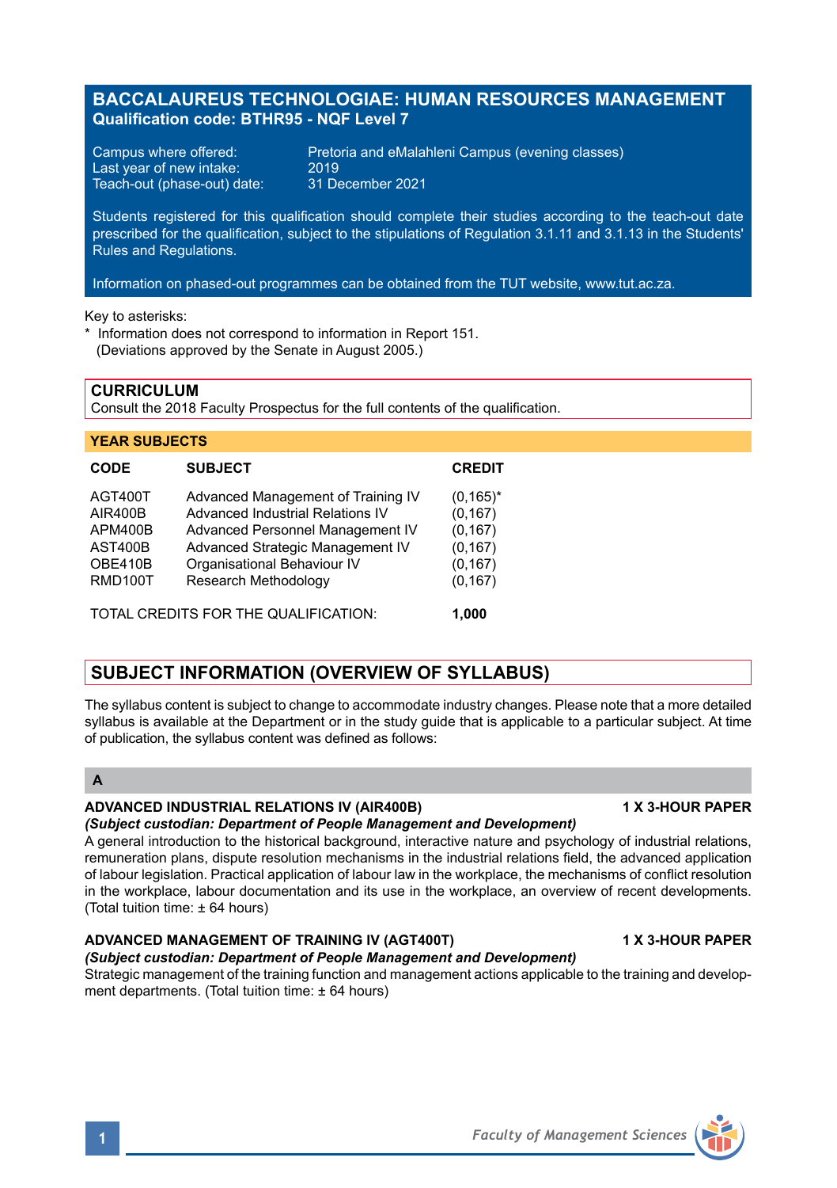# BACCALAUREUS TECHNOLOGIAE: HUMAN RESOURCES MANAGEMENT

**Qualification code: BTHR95 - NQF Level 7**

Campus where offered: Pretoria and eMalahleni Campus (evening classes)
Last year of new intake: 2019
Teach-out (phase-out) date: 31 December 2021

Students registered for this qualification should complete their studies according to the teach-out date prescribed for the qualification, subject to the stipulations of Regulation 3.1.11 and 3.1.13 in the Students' Rules and Regulations.

Information on phased-out programmes can be obtained from the TUT website, www.tut.ac.za.

Key to asterisks:
* Information does not correspond to information in Report 151.
(Deviations approved by the Senate in August 2005.)

## CURRICULUM

Consult the 2018 Faculty Prospectus for the full contents of the qualification.

### YEAR SUBJECTS

| CODE | SUBJECT | CREDIT |
|---|---|---|
| AGT400T | Advanced Management of Training IV | (0,165)* |
| AIR400B | Advanced Industrial Relations IV | (0,167) |
| APM400B | Advanced Personnel Management IV | (0,167) |
| AST400B | Advanced Strategic Management IV | (0,167) |
| OBE410B | Organisational Behaviour IV | (0,167) |
| RMD100T | Research Methodology | (0,167) |

TOTAL CREDITS FOR THE QUALIFICATION: **1,000**

## SUBJECT INFORMATION (OVERVIEW OF SYLLABUS)

The syllabus content is subject to change to accommodate industry changes. Please note that a more detailed syllabus is available at the Department or in the study guide that is applicable to a particular subject. At time of publication, the syllabus content was defined as follows:

### A

**ADVANCED INDUSTRIAL RELATIONS IV (AIR400B)** — **1 X 3-HOUR PAPER**

***(Subject custodian: Department of People Management and Development)***

A general introduction to the historical background, interactive nature and psychology of industrial relations, remuneration plans, dispute resolution mechanisms in the industrial relations field, the advanced application of labour legislation. Practical application of labour law in the workplace, the mechanisms of conflict resolution in the workplace, labour documentation and its use in the workplace, an overview of recent developments. (Total tuition time: ± 64 hours)

**ADVANCED MANAGEMENT OF TRAINING IV (AGT400T)** — **1 X 3-HOUR PAPER**

***(Subject custodian: Department of People Management and Development)***

Strategic management of the training function and management actions applicable to the training and development departments. (Total tuition time: ± 64 hours)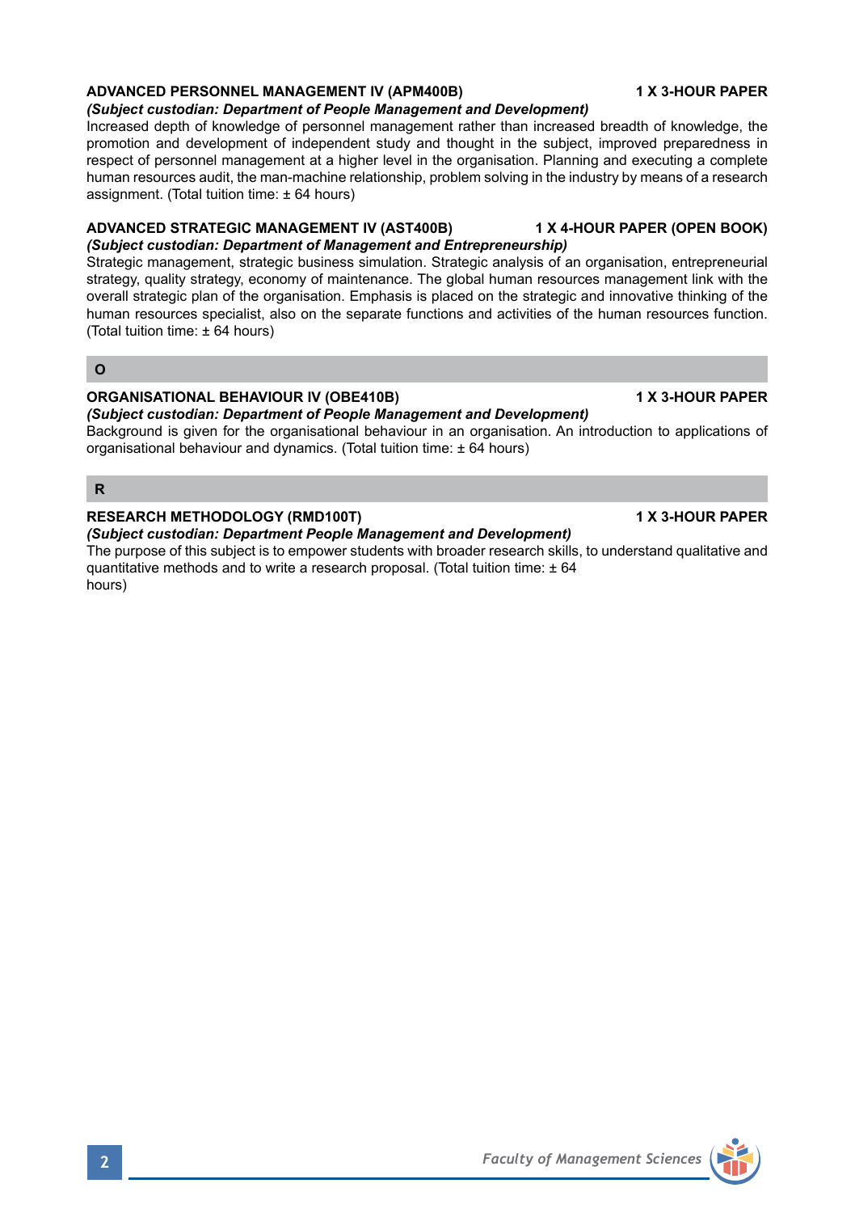**ADVANCED PERSONNEL MANAGEMENT IV (APM400B) 1 X 3-HOUR PAPER**

***(Subject custodian: Department of People Management and Development)***

Increased depth of knowledge of personnel management rather than increased breadth of knowledge, the promotion and development of independent study and thought in the subject, improved preparedness in respect of personnel management at a higher level in the organisation. Planning and executing a complete human resources audit, the man-machine relationship, problem solving in the industry by means of a research assignment. (Total tuition time: ± 64 hours)

**ADVANCED STRATEGIC MANAGEMENT IV (AST400B) 1 X 4-HOUR PAPER (OPEN BOOK)**

***(Subject custodian: Department of Management and Entrepreneurship)***

Strategic management, strategic business simulation. Strategic analysis of an organisation, entrepreneurial strategy, quality strategy, economy of maintenance. The global human resources management link with the overall strategic plan of the organisation. Emphasis is placed on the strategic and innovative thinking of the human resources specialist, also on the separate functions and activities of the human resources function. (Total tuition time: ± 64 hours)

## O

**ORGANISATIONAL BEHAVIOUR IV (OBE410B) 1 X 3-HOUR PAPER**

***(Subject custodian: Department of People Management and Development)***

Background is given for the organisational behaviour in an organisation. An introduction to applications of organisational behaviour and dynamics. (Total tuition time: ± 64 hours)

## R

**RESEARCH METHODOLOGY (RMD100T) 1 X 3-HOUR PAPER**

***(Subject custodian: Department People Management and Development)***

The purpose of this subject is to empower students with broader research skills, to understand qualitative and quantitative methods and to write a research proposal. (Total tuition time: ± 64 hours)